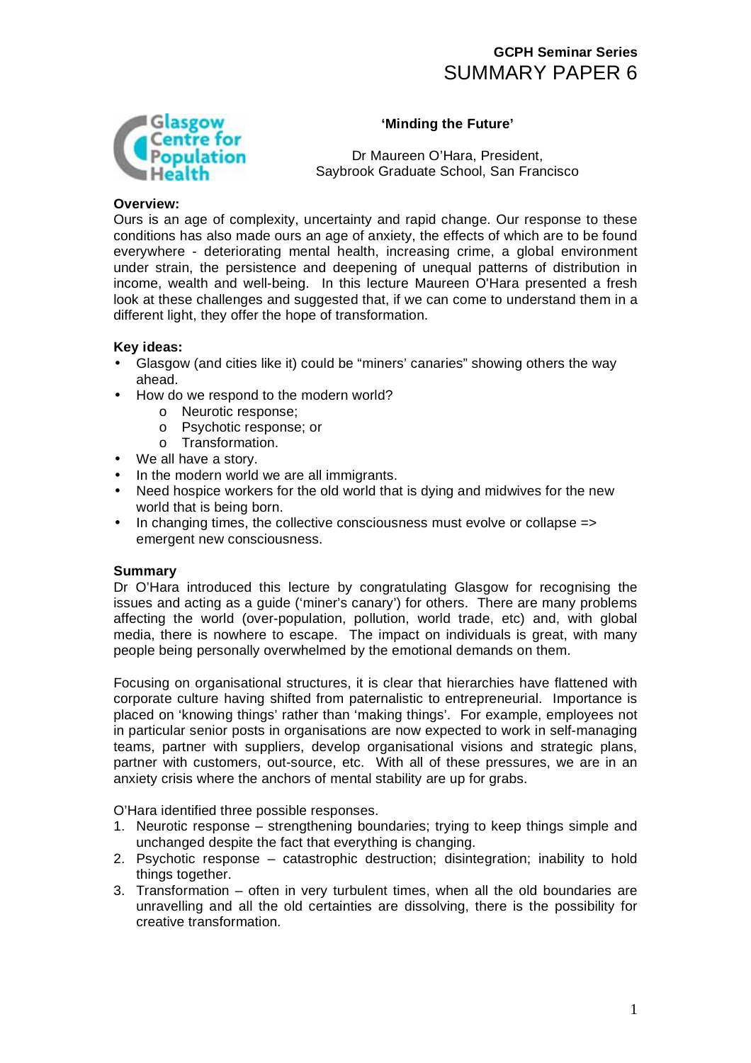GCPH Seminar Series
# SUMMARY PAPER 6

Glasgow Centre for Population Health

## 'Minding the Future'

Dr Maureen O'Hara, President,
Saybrook Graduate School, San Francisco

**Overview:**
Ours is an age of complexity, uncertainty and rapid change. Our response to these conditions has also made ours an age of anxiety, the effects of which are to be found everywhere - deteriorating mental health, increasing crime, a global environment under strain, the persistence and deepening of unequal patterns of distribution in income, wealth and well-being. In this lecture Maureen O'Hara presented a fresh look at these challenges and suggested that, if we can come to understand them in a different light, they offer the hope of transformation.

**Key ideas:**

- Glasgow (and cities like it) could be "miners' canaries" showing others the way ahead.
- How do we respond to the modern world?
  - Neurotic response;
  - Psychotic response; or
  - Transformation.
- We all have a story.
- In the modern world we are all immigrants.
- Need hospice workers for the old world that is dying and midwives for the new world that is being born.
- In changing times, the collective consciousness must evolve or collapse => emergent new consciousness.

**Summary**
Dr O'Hara introduced this lecture by congratulating Glasgow for recognising the issues and acting as a guide ('miner's canary') for others. There are many problems affecting the world (over-population, pollution, world trade, etc) and, with global media, there is nowhere to escape. The impact on individuals is great, with many people being personally overwhelmed by the emotional demands on them.

Focusing on organisational structures, it is clear that hierarchies have flattened with corporate culture having shifted from paternalistic to entrepreneurial. Importance is placed on 'knowing things' rather than 'making things'. For example, employees not in particular senior posts in organisations are now expected to work in self-managing teams, partner with suppliers, develop organisational visions and strategic plans, partner with customers, out-source, etc. With all of these pressures, we are in an anxiety crisis where the anchors of mental stability are up for grabs.

O'Hara identified three possible responses.

1. Neurotic response – strengthening boundaries; trying to keep things simple and unchanged despite the fact that everything is changing.
2. Psychotic response – catastrophic destruction; disintegration; inability to hold things together.
3. Transformation – often in very turbulent times, when all the old boundaries are unravelling and all the old certainties are dissolving, there is the possibility for creative transformation.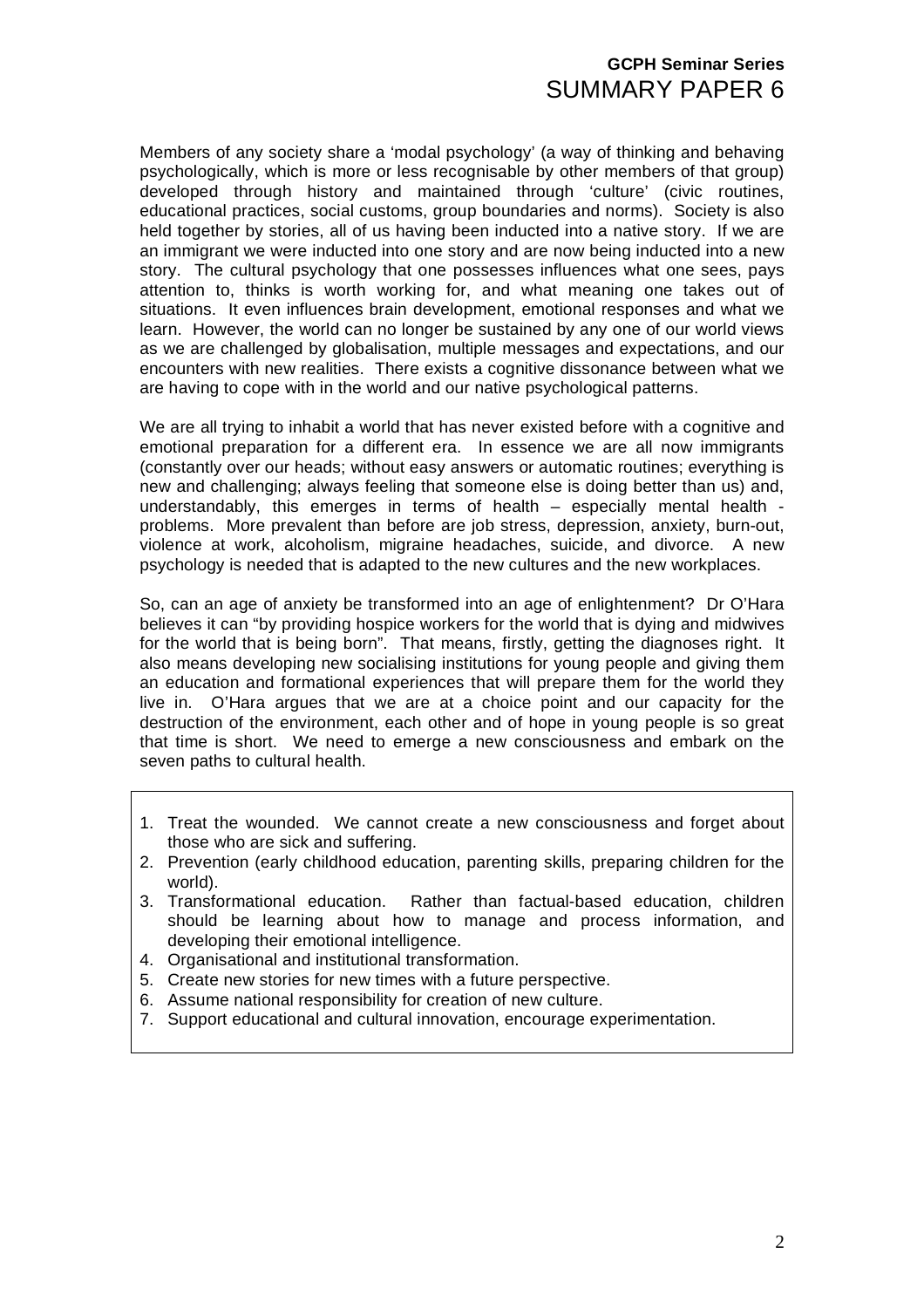Members of any society share a 'modal psychology' (a way of thinking and behaving psychologically, which is more or less recognisable by other members of that group) developed through history and maintained through 'culture' (civic routines, educational practices, social customs, group boundaries and norms). Society is also held together by stories, all of us having been inducted into a native story. If we are an immigrant we were inducted into one story and are now being inducted into a new story. The cultural psychology that one possesses influences what one sees, pays attention to, thinks is worth working for, and what meaning one takes out of situations. It even influences brain development, emotional responses and what we learn. However, the world can no longer be sustained by any one of our world views as we are challenged by globalisation, multiple messages and expectations, and our encounters with new realities. There exists a cognitive dissonance between what we are having to cope with in the world and our native psychological patterns.

We are all trying to inhabit a world that has never existed before with a cognitive and emotional preparation for a different era. In essence we are all now immigrants (constantly over our heads; without easy answers or automatic routines; everything is new and challenging; always feeling that someone else is doing better than us) and, understandably, this emerges in terms of health – especially mental health - problems. More prevalent than before are job stress, depression, anxiety, burn-out, violence at work, alcoholism, migraine headaches, suicide, and divorce. A new psychology is needed that is adapted to the new cultures and the new workplaces.

So, can an age of anxiety be transformed into an age of enlightenment? Dr O'Hara believes it can "by providing hospice workers for the world that is dying and midwives for the world that is being born". That means, firstly, getting the diagnoses right. It also means developing new socialising institutions for young people and giving them an education and formational experiences that will prepare them for the world they live in. O'Hara argues that we are at a choice point and our capacity for the destruction of the environment, each other and of hope in young people is so great that time is short. We need to emerge a new consciousness and embark on the seven paths to cultural health.

1. Treat the wounded. We cannot create a new consciousness and forget about those who are sick and suffering.
2. Prevention (early childhood education, parenting skills, preparing children for the world).
3. Transformational education. Rather than factual-based education, children should be learning about how to manage and process information, and developing their emotional intelligence.
4. Organisational and institutional transformation.
5. Create new stories for new times with a future perspective.
6. Assume national responsibility for creation of new culture.
7. Support educational and cultural innovation, encourage experimentation.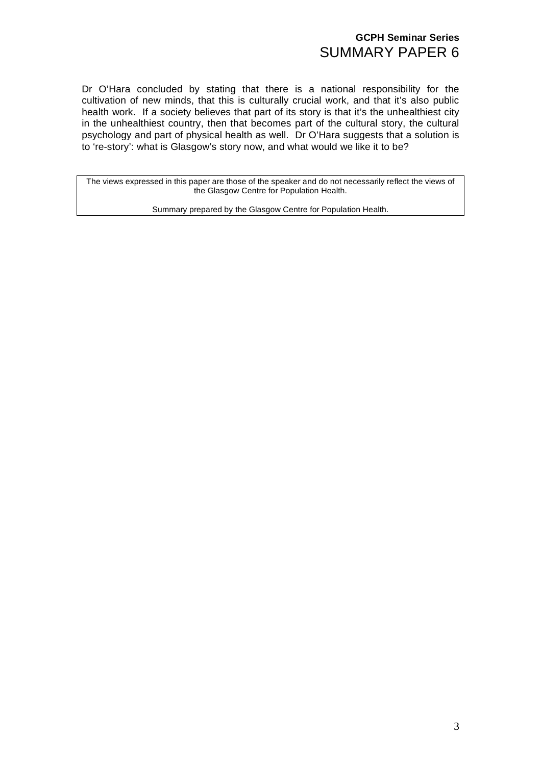Dr O'Hara concluded by stating that there is a national responsibility for the cultivation of new minds, that this is culturally crucial work, and that it's also public health work. If a society believes that part of its story is that it's the unhealthiest city in the unhealthiest country, then that becomes part of the cultural story, the cultural psychology and part of physical health as well. Dr O'Hara suggests that a solution is to 're-story': what is Glasgow's story now, and what would we like it to be?

The views expressed in this paper are those of the speaker and do not necessarily reflect the views of the Glasgow Centre for Population Health.

Summary prepared by the Glasgow Centre for Population Health.